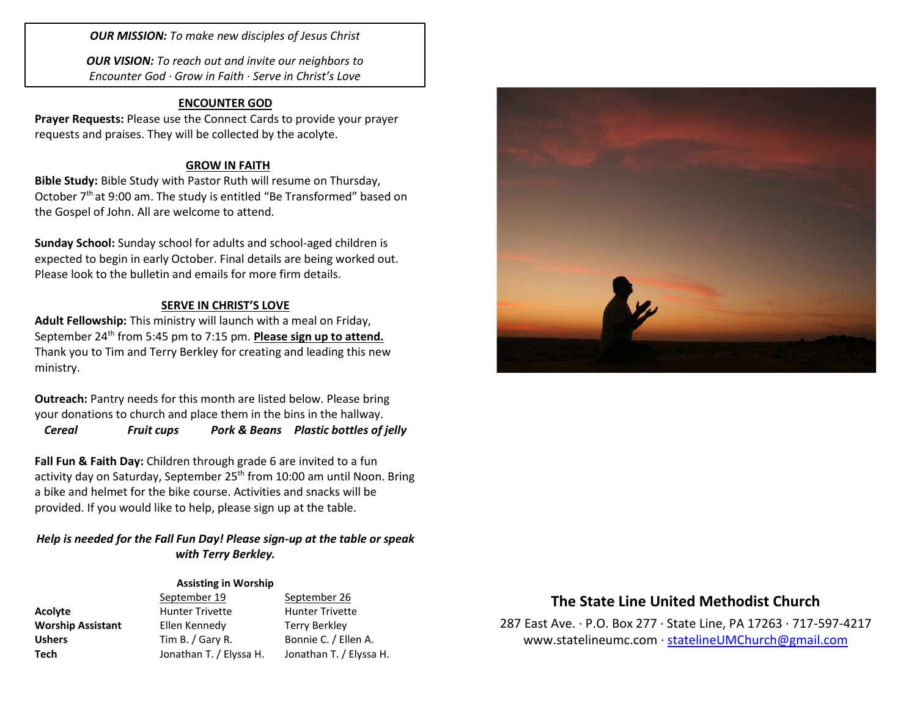***OUR MISSION:*** *To make new disciples of Jesus Christ*

***OUR VISION:*** *To reach out and invite our neighbors to Encounter God · Grow in Faith · Serve in Christ's Love*

## ENCOUNTER GOD

**Prayer Requests:** Please use the Connect Cards to provide your prayer requests and praises. They will be collected by the acolyte.

## GROW IN FAITH

**Bible Study:** Bible Study with Pastor Ruth will resume on Thursday, October 7th at 9:00 am. The study is entitled "Be Transformed" based on the Gospel of John. All are welcome to attend.

**Sunday School:** Sunday school for adults and school-aged children is expected to begin in early October. Final details are being worked out. Please look to the bulletin and emails for more firm details.

## SERVE IN CHRIST'S LOVE

**Adult Fellowship:** This ministry will launch with a meal on Friday, September 24th from 5:45 pm to 7:15 pm. **Please sign up to attend.** Thank you to Tim and Terry Berkley for creating and leading this new ministry.

**Outreach:** Pantry needs for this month are listed below. Please bring your donations to church and place them in the bins in the hallway.

***Cereal*** ***Fruit cups*** ***Pork & Beans*** ***Plastic bottles of jelly***

**Fall Fun & Faith Day:** Children through grade 6 are invited to a fun activity day on Saturday, September 25th from 10:00 am until Noon. Bring a bike and helmet for the bike course. Activities and snacks will be provided. If you would like to help, please sign up at the table.

***Help is needed for the Fall Fun Day! Please sign-up at the table or speak with Terry Berkley.***

**Assisting in Worship**

| | September 19 | September 26 |
|---|---|---|
| **Acolyte** | Hunter Trivette | Hunter Trivette |
| **Worship Assistant** | Ellen Kennedy | Terry Berkley |
| **Ushers** | Tim B. / Gary R. | Bonnie C. / Ellen A. |
| **Tech** | Jonathan T. / Elyssa H. | Jonathan T. / Elyssa H. |

## The State Line United Methodist Church

287 East Ave. · P.O. Box 277 · State Line, PA 17263 · 717-597-4217
www.statelineumc.com · statelineUMChurch@gmail.com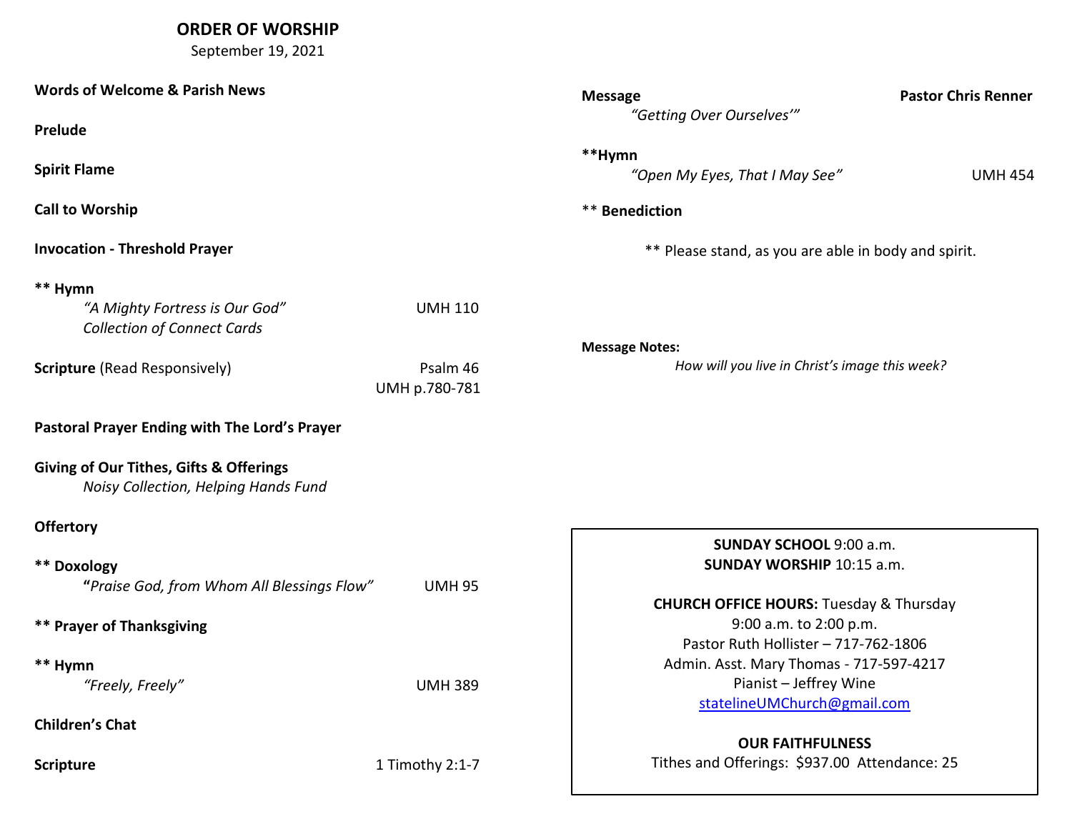## ORDER OF WORSHIP

September 19, 2021

**Words of Welcome & Parish News**

**Prelude**

**Spirit Flame**

**Call to Worship**

**Invocation - Threshold Prayer**

**\** Hymn**
*"A Mighty Fortress is Our God"* UMH 110
*Collection of Connect Cards*

**Scripture** (Read Responsively) Psalm 46 UMH p.780-781

**Pastoral Prayer Ending with The Lord's Prayer**

**Giving of Our Tithes, Gifts & Offerings**
*Noisy Collection, Helping Hands Fund*

**Offertory**

**\** Doxology**
**"***Praise God, from Whom All Blessings Flow"* UMH 95

**\** Prayer of Thanksgiving**

**\** Hymn**
*"Freely, Freely"* UMH 389

**Children's Chat**

**Scripture** 1 Timothy 2:1-7

**Message** **Pastor Chris Renner**
*"Getting Over Ourselves'"*

**\**Hymn**
*"Open My Eyes, That I May See"* UMH 454

\** **Benediction**

\** Please stand, as you are able in body and spirit.

**Message Notes:**
*How will you live in Christ's image this week?*

**SUNDAY SCHOOL** 9:00 a.m.
**SUNDAY WORSHIP** 10:15 a.m.

**CHURCH OFFICE HOURS:** Tuesday & Thursday
9:00 a.m. to 2:00 p.m.
Pastor Ruth Hollister – 717-762-1806
Admin. Asst. Mary Thomas - 717-597-4217
Pianist – Jeffrey Wine
statelineUMChurch@gmail.com

**OUR FAITHFULNESS**
Tithes and Offerings: $937.00 Attendance: 25